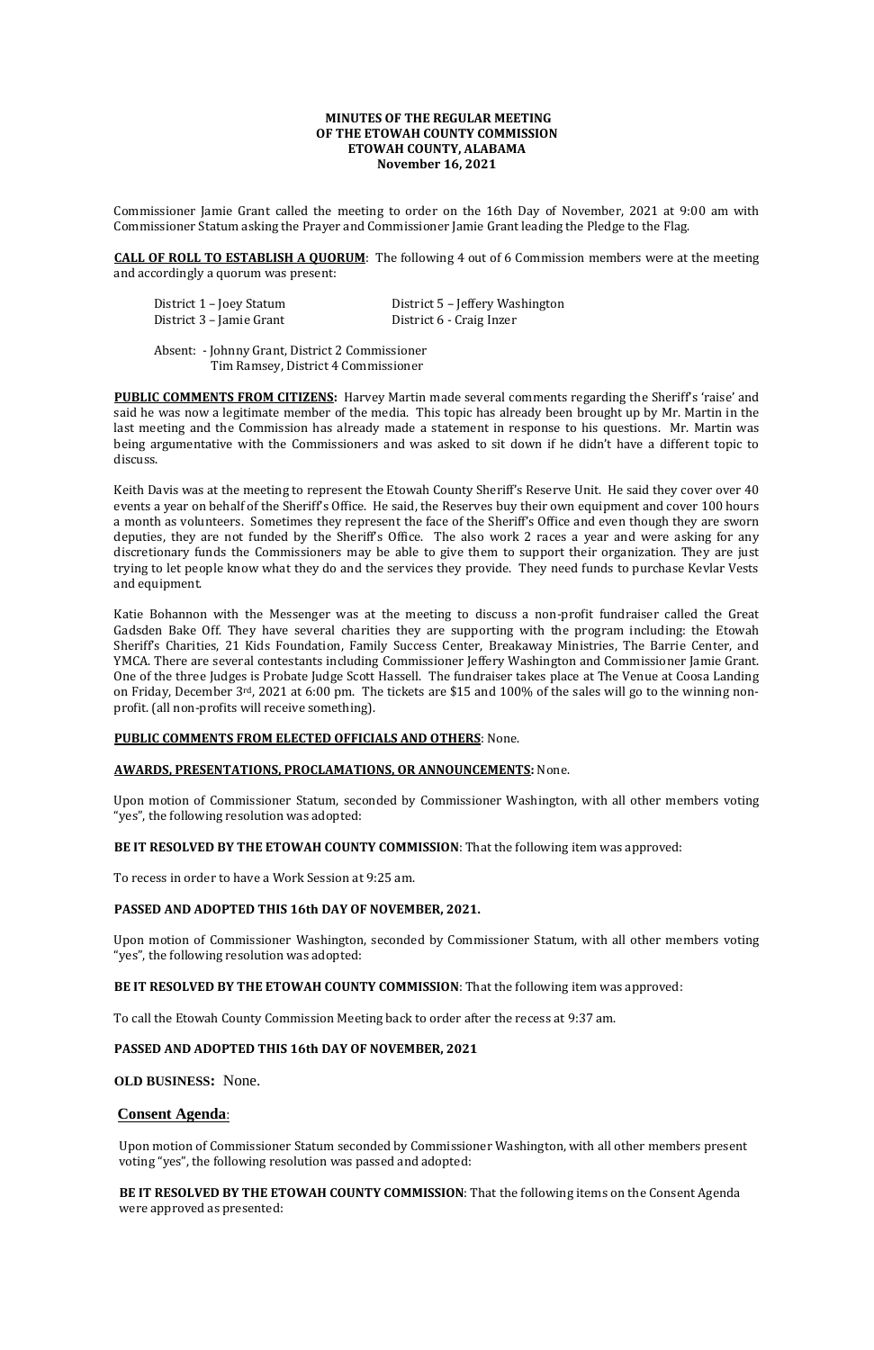**MINUTES OF THE REGULAR MEETING**
**OF THE ETOWAH COUNTY COMMISSION**
**ETOWAH COUNTY, ALABAMA**
**November 16, 2021**

Commissioner Jamie Grant called the meeting to order on the 16th Day of November, 2021 at 9:00 am with Commissioner Statum asking the Prayer and Commissioner Jamie Grant leading the Pledge to the Flag.

**CALL OF ROLL TO ESTABLISH A QUORUM**: The following 4 out of 6 Commission members were at the meeting and accordingly a quorum was present:

District 1 – Joey Statum
District 3 – Jamie Grant
District 5 – Jeffery Washington
District 6 - Craig Inzer

Absent: - Johnny Grant, District 2 Commissioner
Tim Ramsey, District 4 Commissioner

**PUBLIC COMMENTS FROM CITIZENS:** Harvey Martin made several comments regarding the Sheriff's 'raise' and said he was now a legitimate member of the media. This topic has already been brought up by Mr. Martin in the last meeting and the Commission has already made a statement in response to his questions. Mr. Martin was being argumentative with the Commissioners and was asked to sit down if he didn't have a different topic to discuss.

Keith Davis was at the meeting to represent the Etowah County Sheriff's Reserve Unit. He said they cover over 40 events a year on behalf of the Sheriff's Office. He said, the Reserves buy their own equipment and cover 100 hours a month as volunteers. Sometimes they represent the face of the Sheriff's Office and even though they are sworn deputies, they are not funded by the Sheriff's Office. They also work 2 races a year and were asking for any discretionary funds the Commissioners may be able to give them to support their organization. They are just trying to let people know what they do and the services they provide. They need funds to purchase Kevlar Vests and equipment.

Katie Bohannon with the Messenger was at the meeting to discuss a non-profit fundraiser called the Great Gadsden Bake Off. They have several charities they are supporting with the program including: the Etowah Sheriff's Charities, 21 Kids Foundation, Family Success Center, Breakaway Ministries, The Barrie Center, and YMCA. There are several contestants including Commissioner Jeffery Washington and Commissioner Jamie Grant. One of the three Judges is Probate Judge Scott Hassell. The fundraiser takes place at The Venue at Coosa Landing on Friday, December 3rd, 2021 at 6:00 pm. The tickets are $15 and 100% of the sales will go to the winning non-profit. (all non-profits will receive something).

**PUBLIC COMMENTS FROM ELECTED OFFICIALS AND OTHERS**: None.

**AWARDS, PRESENTATIONS, PROCLAMATIONS, OR ANNOUNCEMENTS:** None.

Upon motion of Commissioner Statum, seconded by Commissioner Washington, with all other members voting "yes", the following resolution was adopted:

**BE IT RESOLVED BY THE ETOWAH COUNTY COMMISSION**: That the following item was approved:

To recess in order to have a Work Session at 9:25 am.

**PASSED AND ADOPTED THIS 16th DAY OF NOVEMBER, 2021.**

Upon motion of Commissioner Washington, seconded by Commissioner Statum, with all other members voting "yes", the following resolution was adopted:

**BE IT RESOLVED BY THE ETOWAH COUNTY COMMISSION**: That the following item was approved:

To call the Etowah County Commission Meeting back to order after the recess at 9:37 am.

**PASSED AND ADOPTED THIS 16th DAY OF NOVEMBER, 2021**

**OLD BUSINESS:** None.

## **Consent Agenda**:

Upon motion of Commissioner Statum seconded by Commissioner Washington, with all other members present voting "yes", the following resolution was passed and adopted:

**BE IT RESOLVED BY THE ETOWAH COUNTY COMMISSION**: That the following items on the Consent Agenda were approved as presented: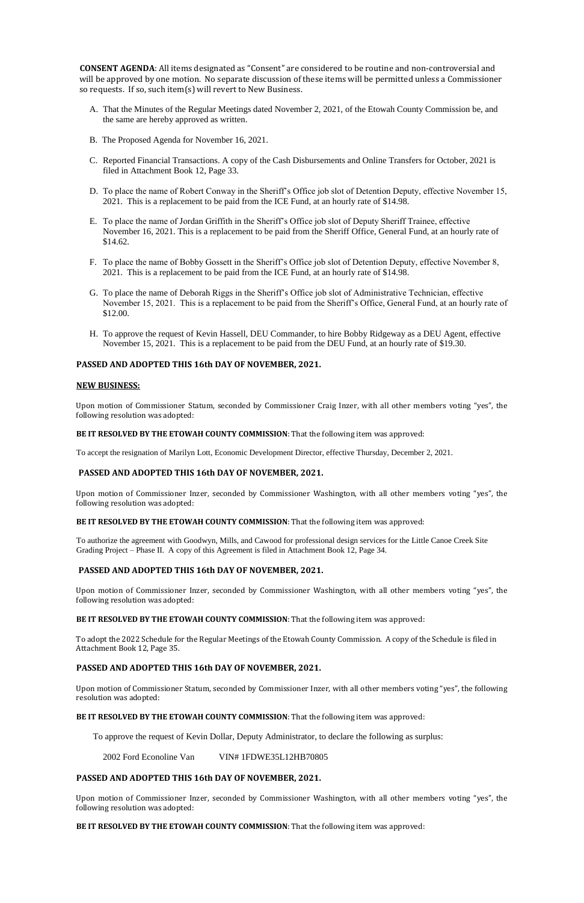**CONSENT AGENDA**: All items designated as "Consent" are considered to be routine and non-controversial and will be approved by one motion. No separate discussion of these items will be permitted unless a Commissioner so requests. If so, such item(s) will revert to New Business.

A. That the Minutes of the Regular Meetings dated November 2, 2021, of the Etowah County Commission be, and the same are hereby approved as written.

B. The Proposed Agenda for November 16, 2021.

C. Reported Financial Transactions. A copy of the Cash Disbursements and Online Transfers for October, 2021 is filed in Attachment Book 12, Page 33.

D. To place the name of Robert Conway in the Sheriff's Office job slot of Detention Deputy, effective November 15, 2021. This is a replacement to be paid from the ICE Fund, at an hourly rate of $14.98.

E. To place the name of Jordan Griffith in the Sheriff's Office job slot of Deputy Sheriff Trainee, effective November 16, 2021. This is a replacement to be paid from the Sheriff Office, General Fund, at an hourly rate of $14.62.

F. To place the name of Bobby Gossett in the Sheriff's Office job slot of Detention Deputy, effective November 8, 2021. This is a replacement to be paid from the ICE Fund, at an hourly rate of $14.98.

G. To place the name of Deborah Riggs in the Sheriff's Office job slot of Administrative Technician, effective November 15, 2021. This is a replacement to be paid from the Sheriff's Office, General Fund, at an hourly rate of $12.00.

H. To approve the request of Kevin Hassell, DEU Commander, to hire Bobby Ridgeway as a DEU Agent, effective November 15, 2021. This is a replacement to be paid from the DEU Fund, at an hourly rate of $19.30.

**PASSED AND ADOPTED THIS 16th DAY OF NOVEMBER, 2021.**

**NEW BUSINESS:**

Upon motion of Commissioner Statum, seconded by Commissioner Craig Inzer, with all other members voting "yes", the following resolution was adopted:

**BE IT RESOLVED BY THE ETOWAH COUNTY COMMISSION**: That the following item was approved:

To accept the resignation of Marilyn Lott, Economic Development Director, effective Thursday, December 2, 2021.

**PASSED AND ADOPTED THIS 16th DAY OF NOVEMBER, 2021.**

Upon motion of Commissioner Inzer, seconded by Commissioner Washington, with all other members voting "yes", the following resolution was adopted:

**BE IT RESOLVED BY THE ETOWAH COUNTY COMMISSION**: That the following item was approved:

To authorize the agreement with Goodwyn, Mills, and Cawood for professional design services for the Little Canoe Creek Site Grading Project – Phase II. A copy of this Agreement is filed in Attachment Book 12, Page 34.

**PASSED AND ADOPTED THIS 16th DAY OF NOVEMBER, 2021.**

Upon motion of Commissioner Inzer, seconded by Commissioner Washington, with all other members voting "yes", the following resolution was adopted:

**BE IT RESOLVED BY THE ETOWAH COUNTY COMMISSION**: That the following item was approved:

To adopt the 2022 Schedule for the Regular Meetings of the Etowah County Commission. A copy of the Schedule is filed in Attachment Book 12, Page 35.

**PASSED AND ADOPTED THIS 16th DAY OF NOVEMBER, 2021.**

Upon motion of Commissioner Statum, seconded by Commissioner Inzer, with all other members voting "yes", the following resolution was adopted:

**BE IT RESOLVED BY THE ETOWAH COUNTY COMMISSION**: That the following item was approved:

To approve the request of Kevin Dollar, Deputy Administrator, to declare the following as surplus:

2002 Ford Econoline Van VIN# 1FDWE35L12HB70805

**PASSED AND ADOPTED THIS 16th DAY OF NOVEMBER, 2021.**

Upon motion of Commissioner Inzer, seconded by Commissioner Washington, with all other members voting "yes", the following resolution was adopted:

**BE IT RESOLVED BY THE ETOWAH COUNTY COMMISSION**: That the following item was approved: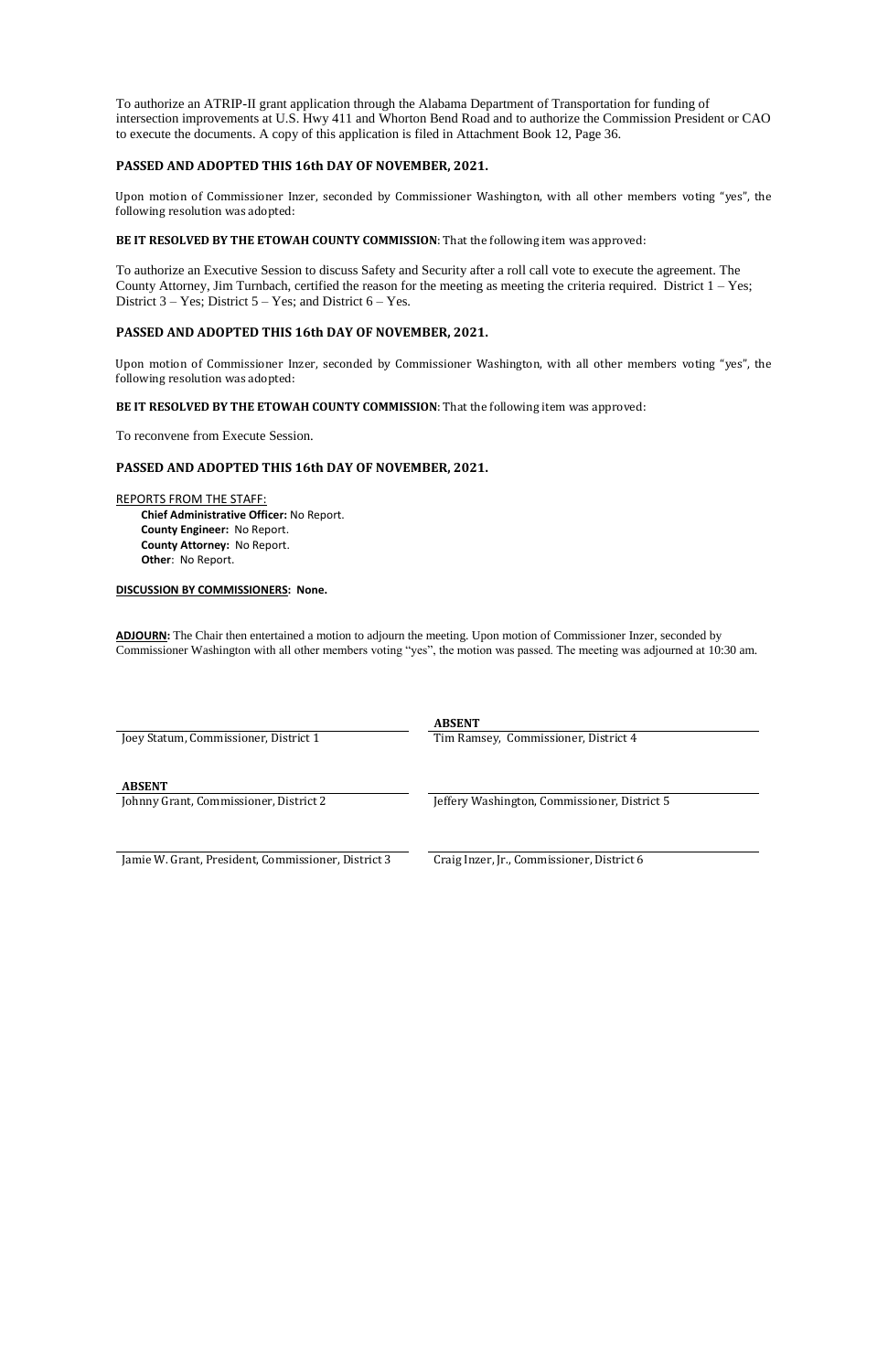To authorize an ATRIP-II grant application through the Alabama Department of Transportation for funding of intersection improvements at U.S. Hwy 411 and Whorton Bend Road and to authorize the Commission President or CAO to execute the documents. A copy of this application is filed in Attachment Book 12, Page 36.

**PASSED AND ADOPTED THIS 16th DAY OF NOVEMBER, 2021.**

Upon motion of Commissioner Inzer, seconded by Commissioner Washington, with all other members voting "yes", the following resolution was adopted:

**BE IT RESOLVED BY THE ETOWAH COUNTY COMMISSION**: That the following item was approved:

To authorize an Executive Session to discuss Safety and Security after a roll call vote to execute the agreement. The County Attorney, Jim Turnbach, certified the reason for the meeting as meeting the criteria required. District 1 – Yes; District 3 – Yes; District 5 – Yes; and District 6 – Yes.

**PASSED AND ADOPTED THIS 16th DAY OF NOVEMBER, 2021.**

Upon motion of Commissioner Inzer, seconded by Commissioner Washington, with all other members voting "yes", the following resolution was adopted:

**BE IT RESOLVED BY THE ETOWAH COUNTY COMMISSION**: That the following item was approved:

To reconvene from Execute Session.

**PASSED AND ADOPTED THIS 16th DAY OF NOVEMBER, 2021.**

REPORTS FROM THE STAFF:

- **Chief Administrative Officer:** No Report.
- **County Engineer:** No Report.
- **County Attorney:** No Report.
- **Other**: No Report.

**DISCUSSION BY COMMISSIONERS: None.**

**ADJOURN:** The Chair then entertained a motion to adjourn the meeting. Upon motion of Commissioner Inzer, seconded by Commissioner Washington with all other members voting "yes", the motion was passed. The meeting was adjourned at 10:30 am.

| | |
|---|---|
| | **ABSENT** |
| Joey Statum, Commissioner, District 1 | Tim Ramsey, Commissioner, District 4 |
| **ABSENT** | |
| Johnny Grant, Commissioner, District 2 | Jeffery Washington, Commissioner, District 5 |
| Jamie W. Grant, President, Commissioner, District 3 | Craig Inzer, Jr., Commissioner, District 6 |